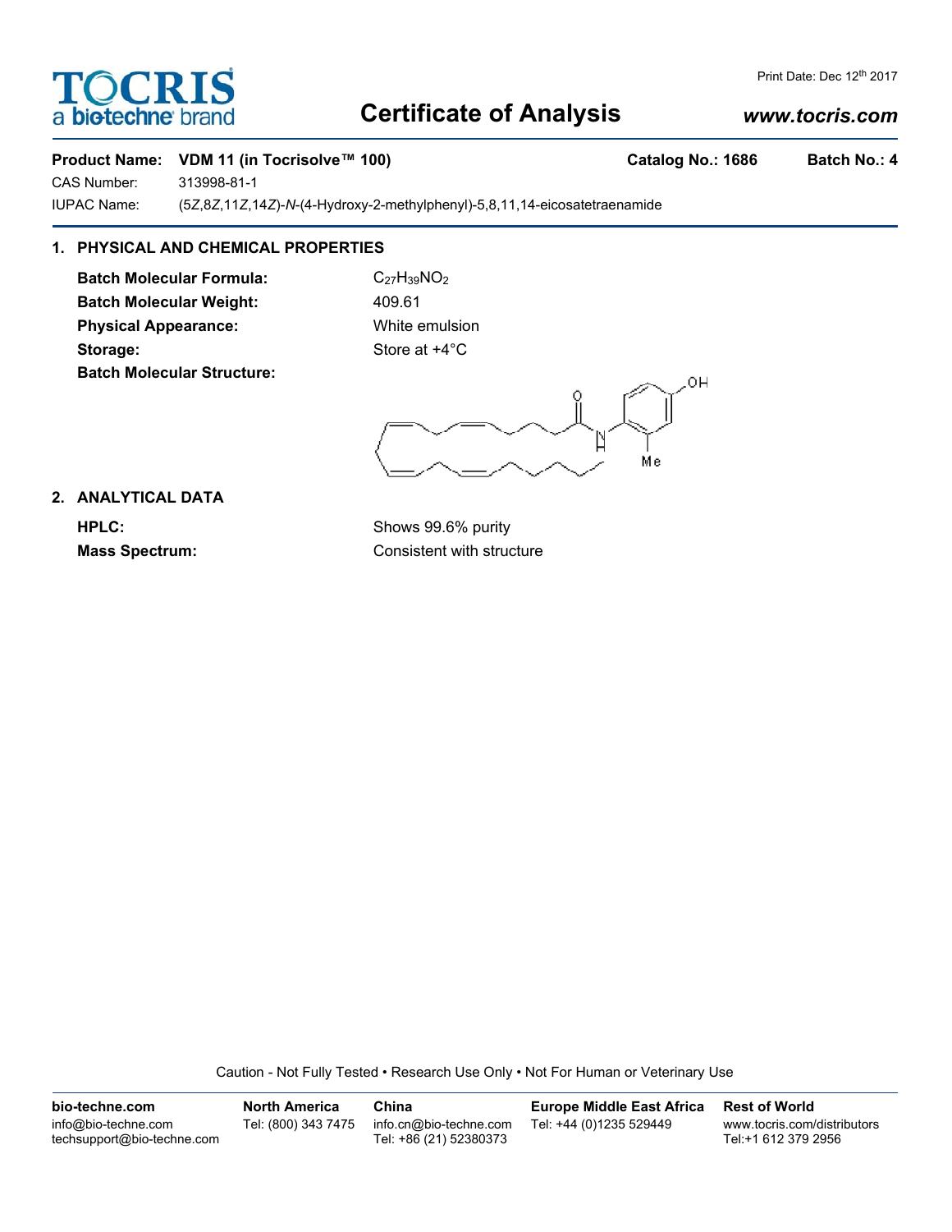# Certificate of Analysis

Print Date: Dec 12th 2017

www.tocris.com

**Product Name: VDM 11 (in Tocrisolve™ 100)** **Catalog No.: 1686** **Batch No.: 4**

CAS Number: 313998-81-1

IUPAC Name: (5*Z*,8*Z*,11*Z*,14*Z*)-*N*-(4-Hydroxy-2-methylphenyl)-5,8,11,14-eicosatetraenamide

## 1. PHYSICAL AND CHEMICAL PROPERTIES

**Batch Molecular Formula:** $C_{27}H_{39}NO_2$

**Batch Molecular Weight:** 409.61

**Physical Appearance:** White emulsion

**Storage:** Store at +4°C

**Batch Molecular Structure:**

## 2. ANALYTICAL DATA

**HPLC:** Shows 99.6% purity

**Mass Spectrum:** Consistent with structure

Caution - Not Fully Tested • Research Use Only • Not For Human or Veterinary Use

| bio-techne.com | North America | China | Europe Middle East Africa | Rest of World |
|---|---|---|---|---|
| info@bio-techne.com<br>techsupport@bio-techne.com | Tel: (800) 343 7475 | info.cn@bio-techne.com<br>Tel: +86 (21) 52380373 | Tel: +44 (0)1235 529449 | www.tocris.com/distributors<br>Tel:+1 612 379 2956 |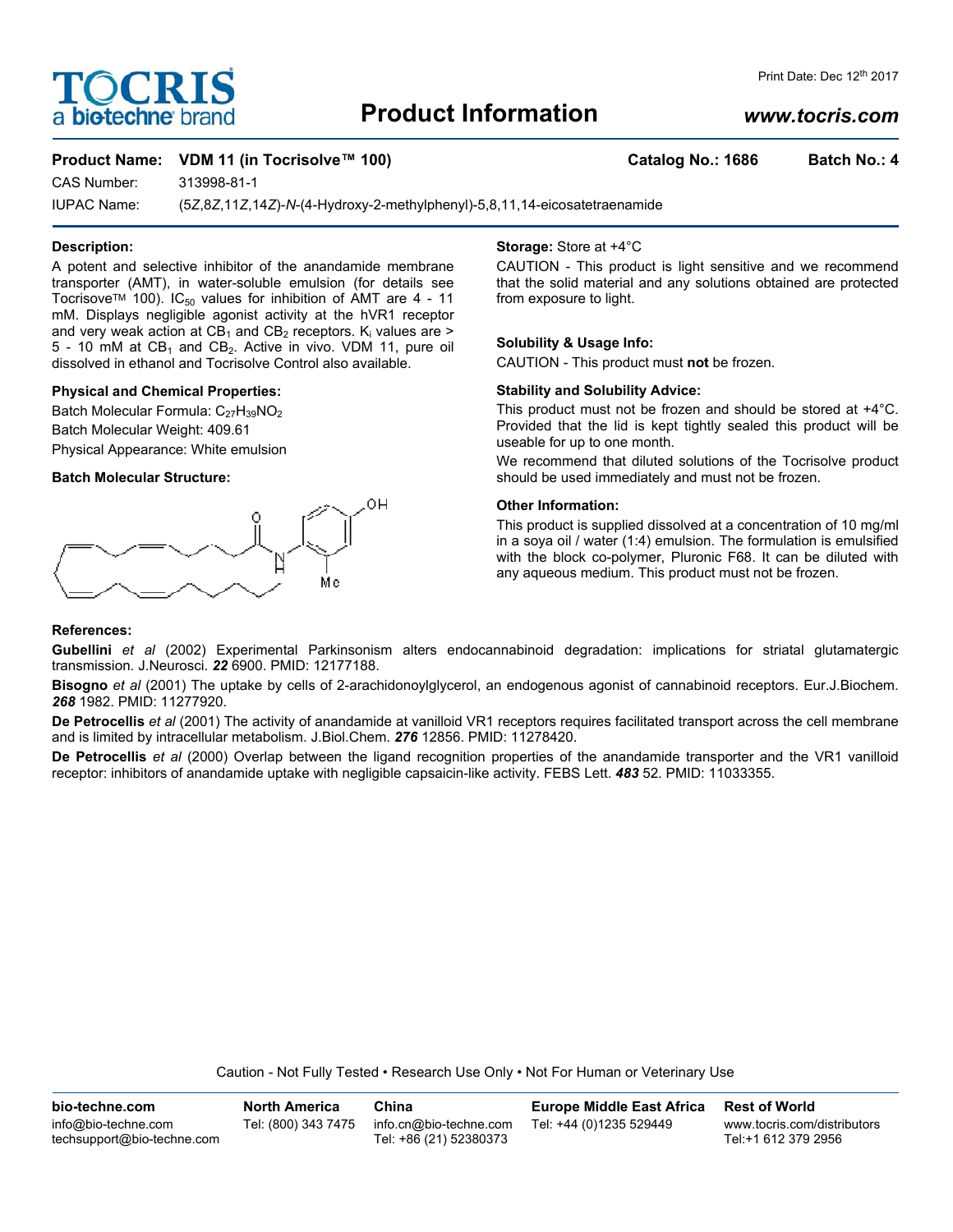Print Date: Dec 12th 2017

# TOCRIS a bio-techne brand

## Product Information

www.tocris.com

**Product Name:** **VDM 11 (in Tocrisolve™ 100)** **Catalog No.: 1686** **Batch No.: 4**

CAS Number: 313998-81-1

IUPAC Name: (5*Z*,8*Z*,11*Z*,14*Z*)-*N*-(4-Hydroxy-2-methylphenyl)-5,8,11,14-eicosatetraenamide

### Description:

A potent and selective inhibitor of the anandamide membrane transporter (AMT), in water-soluble emulsion (for details see Tocrisove™ 100). $IC_{50}$ values for inhibition of AMT are 4 - 11 mM. Displays negligible agonist activity at the hVR1 receptor and very weak action at $CB_1$ and $CB_2$ receptors. $K_i$ values are > 5 - 10 mM at $CB_1$ and $CB_2$. Active in vivo. VDM 11, pure oil dissolved in ethanol and Tocrisolve Control also available.

### Physical and Chemical Properties:

Batch Molecular Formula: $C_{27}H_{39}NO_2$

Batch Molecular Weight: 409.61

Physical Appearance: White emulsion

### Batch Molecular Structure:

### Storage: Store at +4°C

CAUTION - This product is light sensitive and we recommend that the solid material and any solutions obtained are protected from exposure to light.

### Solubility & Usage Info:

CAUTION - This product must **not** be frozen.

### Stability and Solubility Advice:

This product must not be frozen and should be stored at +4°C. Provided that the lid is kept tightly sealed this product will be useable for up to one month.

We recommend that diluted solutions of the Tocrisolve product should be used immediately and must not be frozen.

### Other Information:

This product is supplied dissolved at a concentration of 10 mg/ml in a soya oil / water (1:4) emulsion. The formulation is emulsified with the block co-polymer, Pluronic F68. It can be diluted with any aqueous medium. This product must not be frozen.

### References:

**Gubellini** *et al* (2002) Experimental Parkinsonism alters endocannabinoid degradation: implications for striatal glutamatergic transmission. J.Neurosci. ***22*** 6900. PMID: 12177188.

**Bisogno** *et al* (2001) The uptake by cells of 2-arachidonoylglycerol, an endogenous agonist of cannabinoid receptors. Eur.J.Biochem. ***268*** 1982. PMID: 11277920.

**De Petrocellis** *et al* (2001) The activity of anandamide at vanilloid VR1 receptors requires facilitated transport across the cell membrane and is limited by intracellular metabolism. J.Biol.Chem. ***276*** 12856. PMID: 11278420.

**De Petrocellis** *et al* (2000) Overlap between the ligand recognition properties of the anandamide transporter and the VR1 vanilloid receptor: inhibitors of anandamide uptake with negligible capsaicin-like activity. FEBS Lett. ***483*** 52. PMID: 11033355.

Caution - Not Fully Tested • Research Use Only • Not For Human or Veterinary Use

| bio-techne.com | North America | China | Europe Middle East Africa | Rest of World |
| --- | --- | --- | --- | --- |
| info@bio-techne.com<br>techsupport@bio-techne.com | Tel: (800) 343 7475 | info.cn@bio-techne.com<br>Tel: +86 (21) 52380373 | Tel: +44 (0)1235 529449 | www.tocris.com/distributors<br>Tel:+1 612 379 2956 |